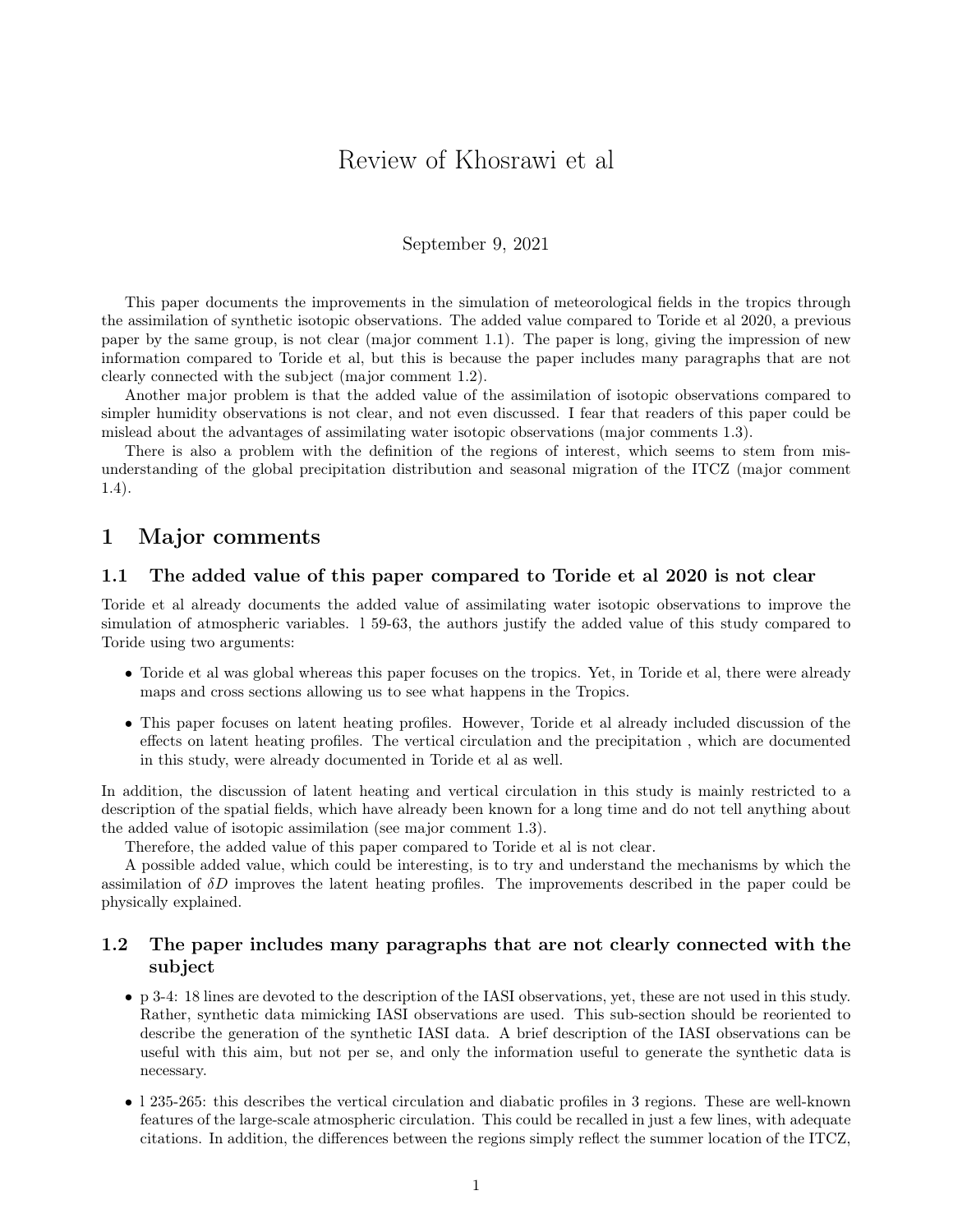# Review of Khosrawi et al

September 9, 2021

This paper documents the improvements in the simulation of meteorological fields in the tropics through the assimilation of synthetic isotopic observations. The added value compared to Toride et al 2020, a previous paper by the same group, is not clear (major comment 1.1). The paper is long, giving the impression of new information compared to Toride et al, but this is because the paper includes many paragraphs that are not clearly connected with the subject (major comment 1.2).

Another major problem is that the added value of the assimilation of isotopic observations compared to simpler humidity observations is not clear, and not even discussed. I fear that readers of this paper could be mislead about the advantages of assimilating water isotopic observations (major comments 1.3).

There is also a problem with the definition of the regions of interest, which seems to stem from misunderstanding of the global precipitation distribution and seasonal migration of the ITCZ (major comment 1.4).

## 1 Major comments

### 1.1 The added value of this paper compared to Toride et al 2020 is not clear

Toride et al already documents the added value of assimilating water isotopic observations to improve the simulation of atmospheric variables. l 59-63, the authors justify the added value of this study compared to Toride using two arguments:

- Toride et al was global whereas this paper focuses on the tropics. Yet, in Toride et al, there were already maps and cross sections allowing us to see what happens in the Tropics.
- This paper focuses on latent heating profiles. However, Toride et al already included discussion of the effects on latent heating profiles. The vertical circulation and the precipitation , which are documented in this study, were already documented in Toride et al as well.

In addition, the discussion of latent heating and vertical circulation in this study is mainly restricted to a description of the spatial fields, which have already been known for a long time and do not tell anything about the added value of isotopic assimilation (see major comment 1.3).

Therefore, the added value of this paper compared to Toride et al is not clear.

A possible added value, which could be interesting, is to try and understand the mechanisms by which the assimilation of $\delta D$ improves the latent heating profiles. The improvements described in the paper could be physically explained.

### 1.2 The paper includes many paragraphs that are not clearly connected with the subject

- p 3-4: 18 lines are devoted to the description of the IASI observations, yet, these are not used in this study. Rather, synthetic data mimicking IASI observations are used. This sub-section should be reoriented to describe the generation of the synthetic IASI data. A brief description of the IASI observations can be useful with this aim, but not per se, and only the information useful to generate the synthetic data is necessary.
- l 235-265: this describes the vertical circulation and diabatic profiles in 3 regions. These are well-known features of the large-scale atmospheric circulation. This could be recalled in just a few lines, with adequate citations. In addition, the differences between the regions simply reflect the summer location of the ITCZ,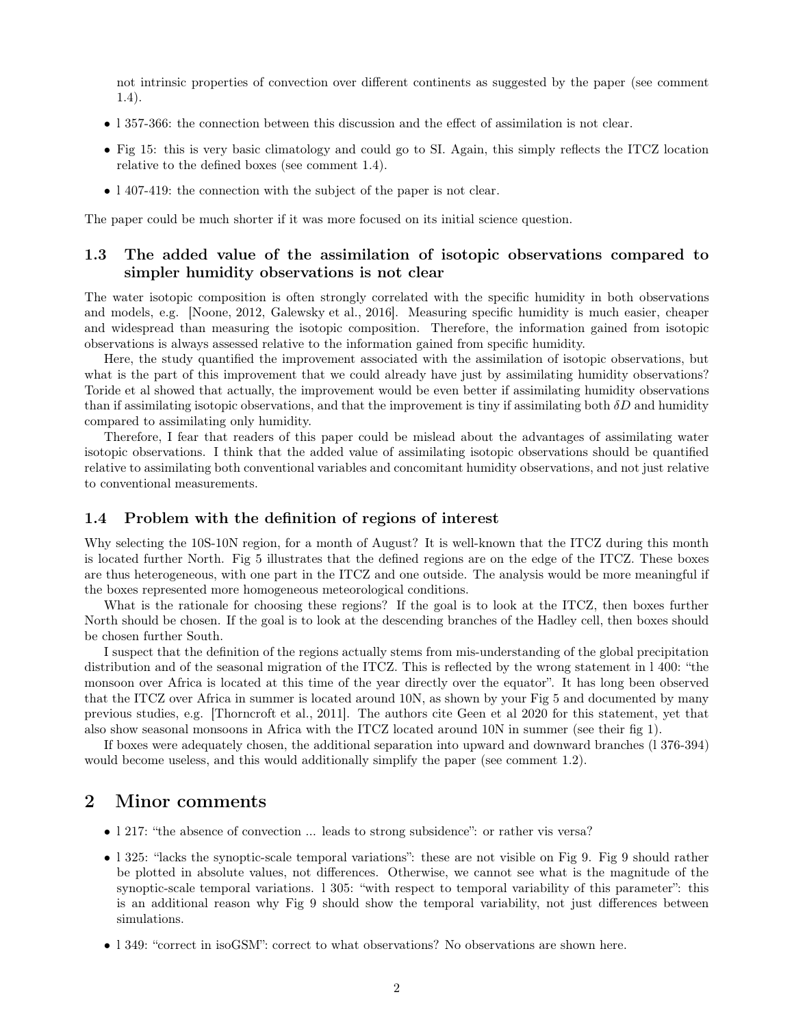not intrinsic properties of convection over different continents as suggested by the paper (see comment 1.4).

- l 357-366: the connection between this discussion and the effect of assimilation is not clear.
- Fig 15: this is very basic climatology and could go to SI. Again, this simply reflects the ITCZ location relative to the defined boxes (see comment 1.4).
- l 407-419: the connection with the subject of the paper is not clear.

The paper could be much shorter if it was more focused on its initial science question.

### 1.3 The added value of the assimilation of isotopic observations compared to simpler humidity observations is not clear

The water isotopic composition is often strongly correlated with the specific humidity in both observations and models, e.g. [Noone, 2012, Galewsky et al., 2016]. Measuring specific humidity is much easier, cheaper and widespread than measuring the isotopic composition. Therefore, the information gained from isotopic observations is always assessed relative to the information gained from specific humidity.

Here, the study quantified the improvement associated with the assimilation of isotopic observations, but what is the part of this improvement that we could already have just by assimilating humidity observations? Toride et al showed that actually, the improvement would be even better if assimilating humidity observations than if assimilating isotopic observations, and that the improvement is tiny if assimilating both $\delta D$ and humidity compared to assimilating only humidity.

Therefore, I fear that readers of this paper could be mislead about the advantages of assimilating water isotopic observations. I think that the added value of assimilating isotopic observations should be quantified relative to assimilating both conventional variables and concomitant humidity observations, and not just relative to conventional measurements.

### 1.4 Problem with the definition of regions of interest

Why selecting the 10S-10N region, for a month of August? It is well-known that the ITCZ during this month is located further North. Fig 5 illustrates that the defined regions are on the edge of the ITCZ. These boxes are thus heterogeneous, with one part in the ITCZ and one outside. The analysis would be more meaningful if the boxes represented more homogeneous meteorological conditions.

What is the rationale for choosing these regions? If the goal is to look at the ITCZ, then boxes further North should be chosen. If the goal is to look at the descending branches of the Hadley cell, then boxes should be chosen further South.

I suspect that the definition of the regions actually stems from mis-understanding of the global precipitation distribution and of the seasonal migration of the ITCZ. This is reflected by the wrong statement in l 400: "the monsoon over Africa is located at this time of the year directly over the equator". It has long been observed that the ITCZ over Africa in summer is located around 10N, as shown by your Fig 5 and documented by many previous studies, e.g. [Thorncroft et al., 2011]. The authors cite Geen et al 2020 for this statement, yet that also show seasonal monsoons in Africa with the ITCZ located around 10N in summer (see their fig 1).

If boxes were adequately chosen, the additional separation into upward and downward branches (l 376-394) would become useless, and this would additionally simplify the paper (see comment 1.2).

## 2 Minor comments

- l 217: "the absence of convection ... leads to strong subsidence": or rather vis versa?
- l 325: "lacks the synoptic-scale temporal variations": these are not visible on Fig 9. Fig 9 should rather be plotted in absolute values, not differences. Otherwise, we cannot see what is the magnitude of the synoptic-scale temporal variations. l 305: "with respect to temporal variability of this parameter": this is an additional reason why Fig 9 should show the temporal variability, not just differences between simulations.
- l 349: "correct in isoGSM": correct to what observations? No observations are shown here.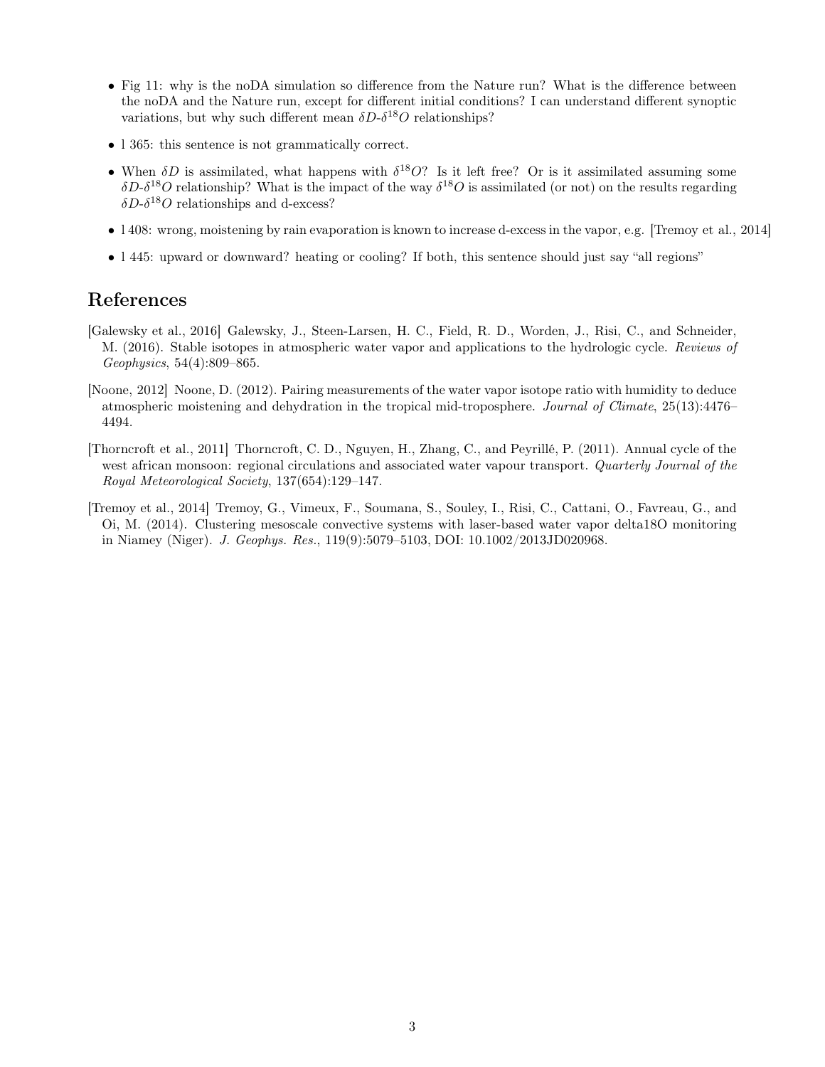- Fig 11: why is the noDA simulation so difference from the Nature run? What is the difference between the noDA and the Nature run, except for different initial conditions? I can understand different synoptic variations, but why such different mean $\delta D$-$\delta^{18}O$ relationships?
- l 365: this sentence is not grammatically correct.
- When $\delta D$ is assimilated, what happens with $\delta^{18}O$? Is it left free? Or is it assimilated assuming some $\delta D$-$\delta^{18}O$ relationship? What is the impact of the way $\delta^{18}O$ is assimilated (or not) on the results regarding $\delta D$-$\delta^{18}O$ relationships and d-excess?
- l 408: wrong, moistening by rain evaporation is known to increase d-excess in the vapor, e.g. [Tremoy et al., 2014]
- l 445: upward or downward? heating or cooling? If both, this sentence should just say "all regions"

## References

[Galewsky et al., 2016] Galewsky, J., Steen-Larsen, H. C., Field, R. D., Worden, J., Risi, C., and Schneider, M. (2016). Stable isotopes in atmospheric water vapor and applications to the hydrologic cycle. *Reviews of Geophysics*, 54(4):809–865.

[Noone, 2012] Noone, D. (2012). Pairing measurements of the water vapor isotope ratio with humidity to deduce atmospheric moistening and dehydration in the tropical mid-troposphere. *Journal of Climate*, 25(13):4476–4494.

[Thorncroft et al., 2011] Thorncroft, C. D., Nguyen, H., Zhang, C., and Peyrillé, P. (2011). Annual cycle of the west african monsoon: regional circulations and associated water vapour transport. *Quarterly Journal of the Royal Meteorological Society*, 137(654):129–147.

[Tremoy et al., 2014] Tremoy, G., Vimeux, F., Soumana, S., Souley, I., Risi, C., Cattani, O., Favreau, G., and Oi, M. (2014). Clustering mesoscale convective systems with laser-based water vapor delta18O monitoring in Niamey (Niger). *J. Geophys. Res.*, 119(9):5079–5103, DOI: 10.1002/2013JD020968.